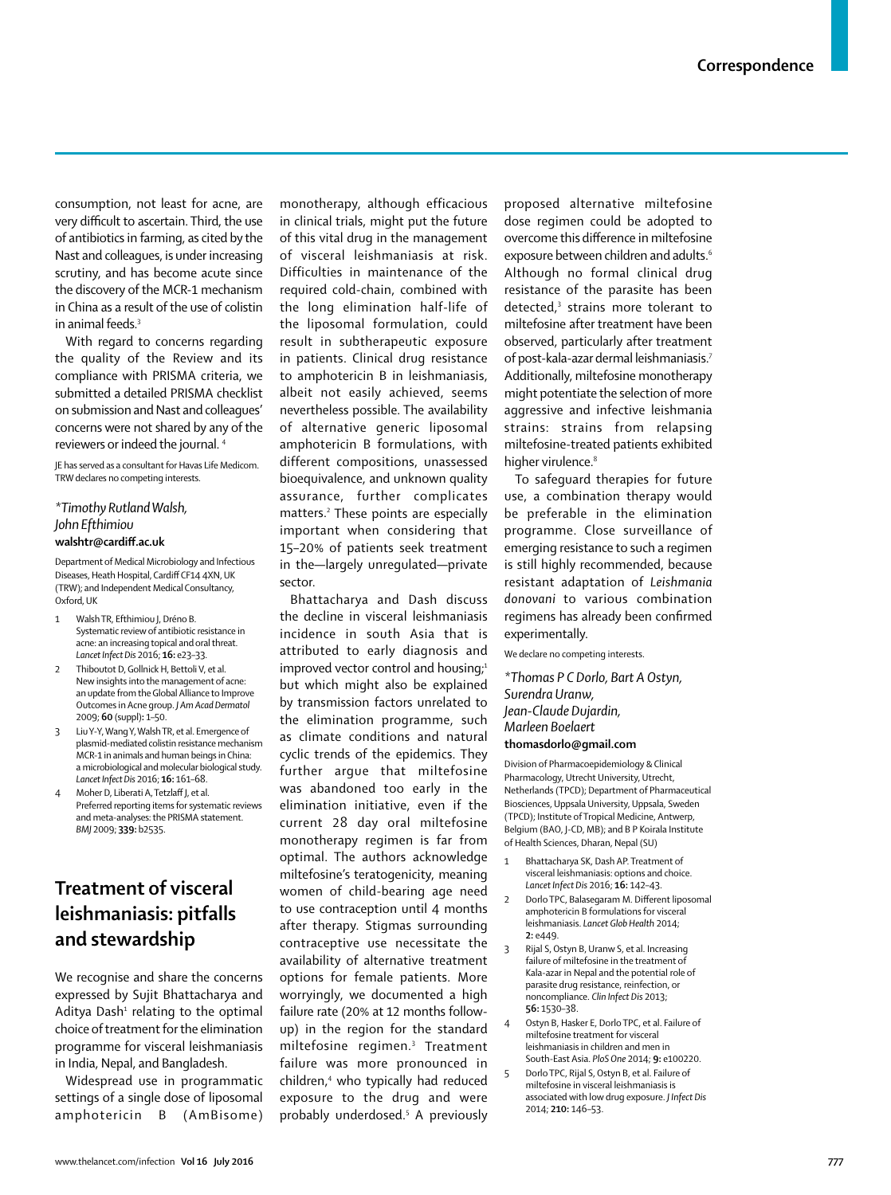consumption, not least for acne, are very difficult to ascertain. Third, the use of antibiotics in farming, as cited by the Nast and colleagues, is under increasing scrutiny, and has become acute since the discovery of the MCR-1 mechanism in China as a result of the use of colistin in animal feeds.[3]

With regard to concerns regarding the quality of the Review and its compliance with PRISMA criteria, we submitted a detailed PRISMA checklist on submission and Nast and colleagues' concerns were not shared by any of the reviewers or indeed the journal.[4]

JE has served as a consultant for Havas Life Medicom. TRW declares no competing interests.

*\*Timothy Rutland Walsh, John Efthimiou*
**walshtr@cardiff.ac.uk**

Department of Medical Microbiology and Infectious Diseases, Heath Hospital, Cardiff CF14 4XN, UK (TRW); and Independent Medical Consultancy, Oxford, UK

1. Walsh TR, Efthimiou J, Dréno B. Systematic review of antibiotic resistance in acne: an increasing topical and oral threat. *Lancet Infect Dis* 2016; **16:** e23–33.
2. Thiboutot D, Gollnick H, Bettoli V, et al. New insights into the management of acne: an update from the Global Alliance to Improve Outcomes in Acne group. *J Am Acad Dermatol* 2009; **60** (suppl)**:** 1–50.
3. Liu Y-Y, Wang Y, Walsh TR, et al. Emergence of plasmid-mediated colistin resistance mechanism MCR-1 in animals and human beings in China: a microbiological and molecular biological study. *Lancet Infect Dis* 2016; **16:** 161–68.
4. Moher D, Liberati A, Tetzlaff J, et al. Preferred reporting items for systematic reviews and meta-analyses: the PRISMA statement. *BMJ* 2009; **339:** b2535.

# Treatment of visceral leishmaniasis: pitfalls and stewardship

We recognise and share the concerns expressed by Sujit Bhattacharya and Aditya Dash[1] relating to the optimal choice of treatment for the elimination programme for visceral leishmaniasis in India, Nepal, and Bangladesh.

Widespread use in programmatic settings of a single dose of liposomal amphotericin B (AmBisome) monotherapy, although efficacious in clinical trials, might put the future of this vital drug in the management of visceral leishmaniasis at risk. Difficulties in maintenance of the required cold-chain, combined with the long elimination half-life of the liposomal formulation, could result in subtherapeutic exposure in patients. Clinical drug resistance to amphotericin B in leishmaniasis, albeit not easily achieved, seems nevertheless possible. The availability of alternative generic liposomal amphotericin B formulations, with different compositions, unassessed bioequivalence, and unknown quality assurance, further complicates matters.[2] These points are especially important when considering that 15–20% of patients seek treatment in the—largely unregulated—private sector.

Bhattacharya and Dash discuss the decline in visceral leishmaniasis incidence in south Asia that is attributed to early diagnosis and improved vector control and housing;[1] but which might also be explained by transmission factors unrelated to the elimination programme, such as climate conditions and natural cyclic trends of the epidemics. They further argue that miltefosine was abandoned too early in the elimination initiative, even if the current 28 day oral miltefosine monotherapy regimen is far from optimal. The authors acknowledge miltefosine's teratogenicity, meaning women of child-bearing age need to use contraception until 4 months after therapy. Stigmas surrounding contraceptive use necessitate the availability of alternative treatment options for female patients. More worryingly, we documented a high failure rate (20% at 12 months follow-up) in the region for the standard miltefosine regimen.[3] Treatment failure was more pronounced in children,[4] who typically had reduced exposure to the drug and were probably underdosed.[5] A previously proposed alternative miltefosine dose regimen could be adopted to overcome this difference in miltefosine exposure between children and adults.[6] Although no formal clinical drug resistance of the parasite has been detected,[3] strains more tolerant to miltefosine after treatment have been observed, particularly after treatment of post-kala-azar dermal leishmaniasis.[7] Additionally, miltefosine monotherapy might potentiate the selection of more aggressive and infective leishmania strains: strains from relapsing miltefosine-treated patients exhibited higher virulence.[8]

To safeguard therapies for future use, a combination therapy would be preferable in the elimination programme. Close surveillance of emerging resistance to such a regimen is still highly recommended, because resistant adaptation of *Leishmania donovani* to various combination regimens has already been confirmed experimentally.

We declare no competing interests.

*\*Thomas P C Dorlo, Bart A Ostyn, Surendra Uranw, Jean-Claude Dujardin, Marleen Boelaert*
**thomasdorlo@gmail.com**

Division of Pharmacoepidemiology & Clinical Pharmacology, Utrecht University, Utrecht, Netherlands (TPCD); Department of Pharmaceutical Biosciences, Uppsala University, Uppsala, Sweden (TPCD); Institute of Tropical Medicine, Antwerp, Belgium (BAO, J-CD, MB); and B P Koirala Institute of Health Sciences, Dharan, Nepal (SU)

1. Bhattacharya SK, Dash AP. Treatment of visceral leishmaniasis: options and choice. *Lancet Infect Dis* 2016; **16:** 142–43.
2. Dorlo TPC, Balasegaram M. Different liposomal amphotericin B formulations for visceral leishmaniasis. *Lancet Glob Health* 2014; **2:** e449.
3. Rijal S, Ostyn B, Uranw S, et al. Increasing failure of miltefosine in the treatment of Kala-azar in Nepal and the potential role of parasite drug resistance, reinfection, or noncompliance. *Clin Infect Dis* 2013; **56:** 1530–38.
4. Ostyn B, Hasker E, Dorlo TPC, et al. Failure of miltefosine treatment for visceral leishmaniasis in children and men in South-East Asia. *PloS One* 2014; **9:** e100220.
5. Dorlo TPC, Rijal S, Ostyn B, et al. Failure of miltefosine in visceral leishmaniasis is associated with low drug exposure. *J Infect Dis* 2014; **210:** 146–53.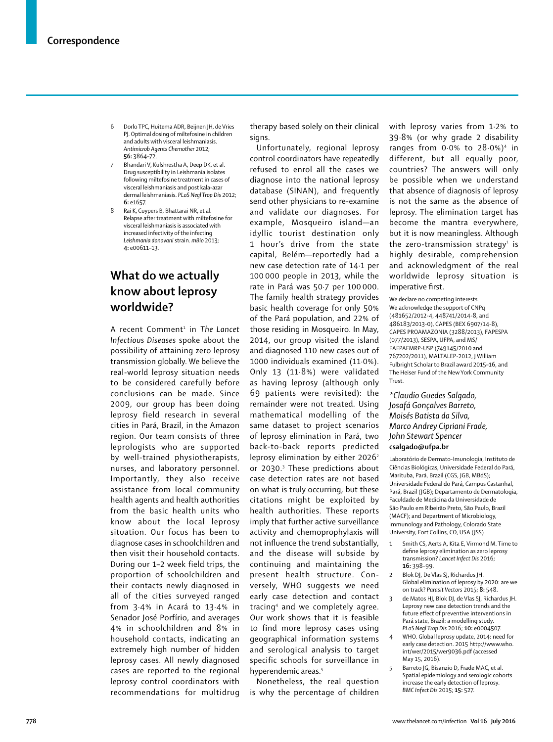6 Dorlo TPC, Huitema ADR, Beijnen JH, de Vries PJ. Optimal dosing of miltefosine in children and adults with visceral leishmaniasis. *Antimicrob Agents Chemother* 2012; **56:** 3864–72.

7 Bhandari V, Kulshrestha A, Deep DK, et al. Drug susceptibility in Leishmania isolates following miltefosine treatment in cases of visceral leishmaniasis and post kala-azar dermal leishmaniasis. *PLoS Negl Trop Dis* 2012; **6:** e1657.

8 Rai K, Cuypers B, Bhattarai NR, et al. Relapse after treatment with miltefosine for visceral leishmaniasis is associated with increased infectivity of the infecting *Leishmania donovani* strain. *mBio* 2013; **4:** e00611–13.

## What do we actually know about leprosy worldwide?

A recent Comment[1] in *The Lancet Infectious Diseases* spoke about the possibility of attaining zero leprosy transmission globally. We believe the real-world leprosy situation needs to be considered carefully before conclusions can be made. Since 2009, our group has been doing leprosy field research in several cities in Pará, Brazil, in the Amazon region. Our team consists of three leprologists who are supported by well-trained physiotherapists, nurses, and laboratory personnel. Importantly, they also receive assistance from local community health agents and health authorities from the basic health units who know about the local leprosy situation. Our focus has been to diagnose cases in schoolchildren and then visit their household contacts. During our 1–2 week field trips, the proportion of schoolchildren and their contacts newly diagnosed in all of the cities surveyed ranged from 3·4% in Acará to 13·4% in Senador José Porfírio, and averages 4% in schoolchildren and 8% in household contacts, indicating an extremely high number of hidden leprosy cases. All newly diagnosed cases are reported to the regional leprosy control coordinators with recommendations for multidrug therapy based solely on their clinical signs.

Unfortunately, regional leprosy control coordinators have repeatedly refused to enrol all the cases we diagnose into the national leprosy database (SINAN), and frequently send other physicians to re-examine and validate our diagnoses. For example, Mosqueiro island—an idyllic tourist destination only 1 hour's drive from the state capital, Belém—reportedly had a new case detection rate of 14·1 per 100 000 people in 2013, while the rate in Pará was 50·7 per 100 000. The family health strategy provides basic health coverage for only 50% of the Pará population, and 22% of those residing in Mosqueiro. In May, 2014, our group visited the island and diagnosed 110 new cases out of 1000 individuals examined (11·0%). Only 13 (11·8%) were validated as having leprosy (although only 69 patients were revisited): the remainder were not treated. Using mathematical modelling of the same dataset to project scenarios of leprosy elimination in Pará, two back-to-back reports predicted leprosy elimination by either 2026[2] or 2030.[3] These predictions about case detection rates are not based on what is truly occurring, but these citations might be exploited by health authorities. These reports imply that further active surveillance activity and chemoprophylaxis will not influence the trend substantially, and the disease will subside by continuing and maintaining the present health structure. Conversely, WHO suggests we need early case detection and contact tracing[4] and we completely agree. Our work shows that it is feasible to find more leprosy cases using geographical information systems and serological analysis to target specific schools for surveillance in hyperendemic areas.[5]

Nonetheless, the real question is why the percentage of children with leprosy varies from 1·2% to 39·8% (or why grade 2 disability ranges from 0·0% to 28·0%)[4] in different, but all equally poor, countries? The answers will only be possible when we understand that absence of diagnosis of leprosy is not the same as the absence of leprosy. The elimination target has become the mantra everywhere, but it is now meaningless. Although the zero-transmission strategy[1] is highly desirable, comprehension and acknowledgment of the real worldwide leprosy situation is imperative first.

We declare no competing interests. We acknowledge the support of CNPq (481652/2012-4, 448741/2014-8, and 486183/2013-0), CAPES (BEX 6907/14-8), CAPES PROAMAZONIA (3288/2013), FAPESPA (077/2013), SESPA, UFPA, and MS/FAEPAFMRP-USP (749145/2010 and 767202/2011), MALTALEP-2012, J William Fulbright Scholar to Brazil award 2015–16, and The Heiser Fund of the New York Community Trust.

*\*Claudio Guedes Salgado, Josafá Gonçalves Barreto, Moisés Batista da Silva, Marco Andrey Cipriani Frade, John Stewart Spencer*
**csalgado@ufpa.br**

Laboratório de Dermato-Imunologia, Instituto de Ciências Biológicas, Universidade Federal do Pará, Marituba, Pará, Brazil (CGS, JGB, MBdS); Universidade Federal do Pará, Campus Castanhal, Pará, Brazil (JGB); Departamento de Dermatologia, Faculdade de Medicina da Universidade de São Paulo em Ribeirão Preto, São Paulo, Brazil (MACF); and Department of Microbiology, Immunology and Pathology, Colorado State University, Fort Collins, CO, USA (JSS)

1 Smith CS, Aerts A, Kita E, Virmond M. Time to define leprosy elimination as zero leprosy transmission? *Lancet Infect Dis* 2016; **16:** 398–99.

2 Blok DJ, De Vlas SJ, Richardus JH. Global elimination of leprosy by 2020: are we on track? *Parasit Vectors* 2015; **8:** 548.

3 de Matos HJ, Blok DJ, de Vlas SJ, Richardus JH. Leprosy new case detection trends and the future effect of preventive interventions in Pará state, Brazil: a modelling study. *PLoS Negl Trop Dis* 2016; **10:** e0004507.

4 WHO. Global leprosy update, 2014: need for early case detection. 2015 http://www.who.int/wer/2015/wer9036.pdf (accessed May 15, 2016).

5 Barreto JG, Bisanzio D, Frade MAC, et al. Spatial epidemiology and serologic cohorts increase the early detection of leprosy. *BMC Infect Dis* 2015; **15:** 527.